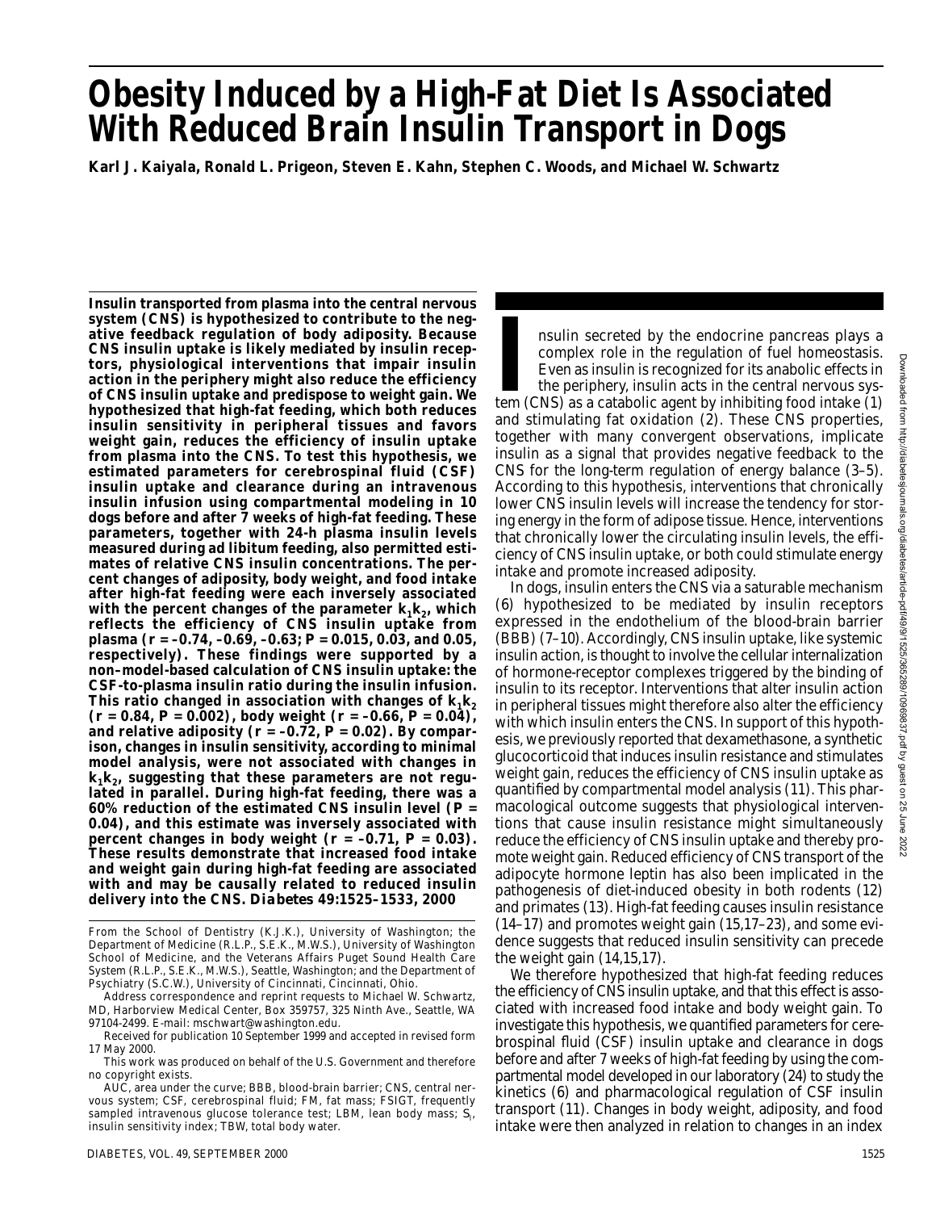# Obesity Induced by a High-Fat Diet Is Associated With Reduced Brain Insulin Transport in Dogs

**Karl J. Kaiyala, Ronald L. Prigeon, Steven E. Kahn, Stephen C. Woods, and Michael W. Schwartz**

**Insulin transported from plasma into the central nervous system (CNS) is hypothesized to contribute to the negative feedback regulation of body adiposity. Because CNS insulin uptake is likely mediated by insulin receptors, physiological interventions that impair insulin action in the periphery might also reduce the efficiency of CNS insulin uptake and predispose to weight gain. We hypothesized that high-fat feeding, which both reduces insulin sensitivity in peripheral tissues and favors weight gain, reduces the efficiency of insulin uptake from plasma into the CNS. To test this hypothesis, we estimated parameters for cerebrospinal fluid (CSF) insulin uptake and clearance during an intravenous insulin infusion using compartmental modeling in 10 dogs before and after 7 weeks of high-fat feeding. These parameters, together with 24-h plasma insulin levels measured during ad libitum feeding, also permitted estimates of relative CNS insulin concentrations. The percent changes of adiposity, body weight, and food intake after high-fat feeding were each inversely associated with the percent changes of the parameter $k_1k_2$, which reflects the efficiency of CNS insulin uptake from plasma ($r$ = –0.74, –0.69, –0.63; $P$ = 0.015, 0.03, and 0.05, respectively). These findings were supported by a non–model-based calculation of CNS insulin uptake: the CSF-to-plasma insulin ratio during the insulin infusion. This ratio changed in association with changes of $k_1k_2$ ($r$ = 0.84, $P$ = 0.002), body weight ($r$ = –0.66, $P$ = 0.04), and relative adiposity ($r$ = –0.72, $P$ = 0.02). By comparison, changes in insulin sensitivity, according to minimal model analysis, were not associated with changes in $k_1k_2$, suggesting that these parameters are not regulated in parallel. During high-fat feeding, there was a 60% reduction of the estimated CNS insulin level ($P$ = 0.04), and this estimate was inversely associated with percent changes in body weight ($r$ = –0.71, $P$ = 0.03). These results demonstrate that increased food intake and weight gain during high-fat feeding are associated with and may be causally related to reduced insulin delivery into the CNS.** ***Diabetes* 49:1525–1533, 2000**

From the School of Dentistry (K.J.K.), University of Washington; the Department of Medicine (R.L.P., S.E.K., M.W.S.), University of Washington School of Medicine, and the Veterans Affairs Puget Sound Health Care System (R.L.P., S.E.K., M.W.S.), Seattle, Washington; and the Department of Psychiatry (S.C.W.), University of Cincinnati, Cincinnati, Ohio.

Address correspondence and reprint requests to Michael W. Schwartz, MD, Harborview Medical Center, Box 359757, 325 Ninth Ave., Seattle, WA 97104-2499. E-mail: mschwart@washington.edu.

Received for publication 10 September 1999 and accepted in revised form 17 May 2000.

This work was produced on behalf of the U.S. Government and therefore no copyright exists.

AUC, area under the curve; BBB, blood-brain barrier; CNS, central nervous system; CSF, cerebrospinal fluid; FM, fat mass; FSIGT, frequently sampled intravenous glucose tolerance test; LBM, lean body mass; $S_I$, insulin sensitivity index; TBW, total body water.

Insulin secreted by the endocrine pancreas plays a complex role in the regulation of fuel homeostasis. Even as insulin is recognized for its anabolic effects in the periphery, insulin acts in the central nervous system (CNS) as a catabolic agent by inhibiting food intake (1) and stimulating fat oxidation (2). These CNS properties, together with many convergent observations, implicate insulin as a signal that provides negative feedback to the CNS for the long-term regulation of energy balance (3–5). According to this hypothesis, interventions that chronically lower CNS insulin levels will increase the tendency for storing energy in the form of adipose tissue. Hence, interventions that chronically lower the circulating insulin levels, the efficiency of CNS insulin uptake, or both could stimulate energy intake and promote increased adiposity.

In dogs, insulin enters the CNS via a saturable mechanism (6) hypothesized to be mediated by insulin receptors expressed in the endothelium of the blood-brain barrier (BBB) (7–10). Accordingly, CNS insulin uptake, like systemic insulin action, is thought to involve the cellular internalization of hormone-receptor complexes triggered by the binding of insulin to its receptor. Interventions that alter insulin action in peripheral tissues might therefore also alter the efficiency with which insulin enters the CNS. In support of this hypothesis, we previously reported that dexamethasone, a synthetic glucocorticoid that induces insulin resistance and stimulates weight gain, reduces the efficiency of CNS insulin uptake as quantified by compartmental model analysis (11). This pharmacological outcome suggests that physiological interventions that cause insulin resistance might simultaneously reduce the efficiency of CNS insulin uptake and thereby promote weight gain. Reduced efficiency of CNS transport of the adipocyte hormone leptin has also been implicated in the pathogenesis of diet-induced obesity in both rodents (12) and primates (13). High-fat feeding causes insulin resistance (14–17) and promotes weight gain (15,17–23), and some evidence suggests that reduced insulin sensitivity can precede the weight gain (14,15,17).

We therefore hypothesized that high-fat feeding reduces the efficiency of CNS insulin uptake, and that this effect is associated with increased food intake and body weight gain. To investigate this hypothesis, we quantified parameters for cerebrospinal fluid (CSF) insulin uptake and clearance in dogs before and after 7 weeks of high-fat feeding by using the compartmental model developed in our laboratory (24) to study the kinetics (6) and pharmacological regulation of CSF insulin transport (11). Changes in body weight, adiposity, and food intake were then analyzed in relation to changes in an index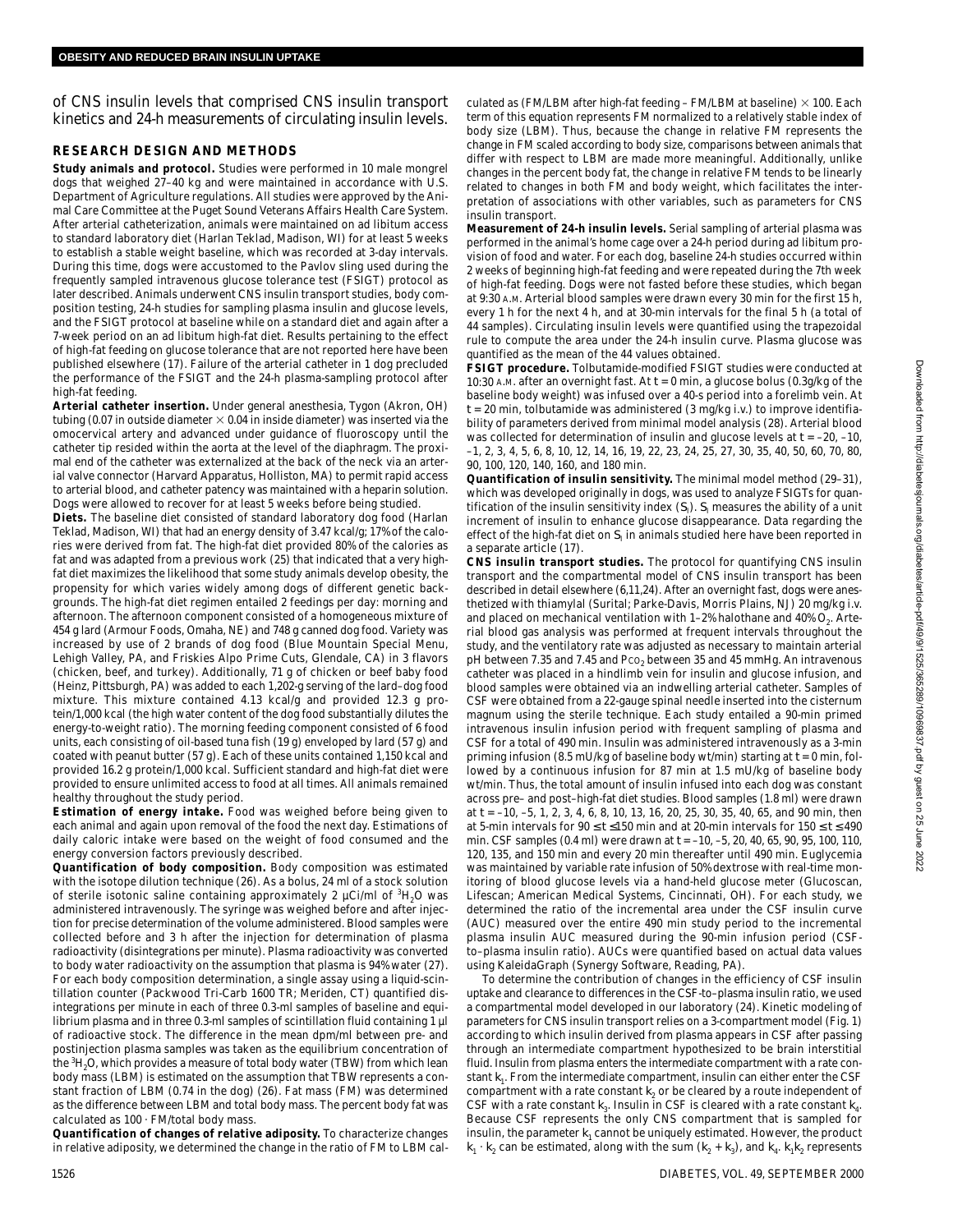of CNS insulin levels that comprised CNS insulin transport kinetics and 24-h measurements of circulating insulin levels.

## RESEARCH DESIGN AND METHODS

**Study animals and protocol.** Studies were performed in 10 male mongrel dogs that weighed 27–40 kg and were maintained in accordance with U.S. Department of Agriculture regulations. All studies were approved by the Animal Care Committee at the Puget Sound Veterans Affairs Health Care System. After arterial catheterization, animals were maintained on ad libitum access to standard laboratory diet (Harlan Teklad, Madison, WI) for at least 5 weeks to establish a stable weight baseline, which was recorded at 3-day intervals. During this time, dogs were accustomed to the Pavlov sling used during the frequently sampled intravenous glucose tolerance test (FSIGT) protocol as later described. Animals underwent CNS insulin transport studies, body composition testing, 24-h studies for sampling plasma insulin and glucose levels, and the FSIGT protocol at baseline while on a standard diet and again after a 7-week period on an ad libitum high-fat diet. Results pertaining to the effect of high-fat feeding on glucose tolerance that are not reported here have been published elsewhere (17). Failure of the arterial catheter in 1 dog precluded the performance of the FSIGT and the 24-h plasma-sampling protocol after high-fat feeding.

**Arterial catheter insertion.** Under general anesthesia, Tygon (Akron, OH) tubing (0.07 in outside diameter × 0.04 in inside diameter) was inserted via the omocervical artery and advanced under guidance of fluoroscopy until the catheter tip resided within the aorta at the level of the diaphragm. The proximal end of the catheter was externalized at the back of the neck via an arterial valve connector (Harvard Apparatus, Holliston, MA) to permit rapid access to arterial blood, and catheter patency was maintained with a heparin solution. Dogs were allowed to recover for at least 5 weeks before being studied.

**Diets.** The baseline diet consisted of standard laboratory dog food (Harlan Teklad, Madison, WI) that had an energy density of 3.47 kcal/g; 17% of the calories were derived from fat. The high-fat diet provided 80% of the calories as fat and was adapted from a previous work (25) that indicated that a very high-fat diet maximizes the likelihood that some study animals develop obesity, the propensity for which varies widely among dogs of different genetic backgrounds. The high-fat diet regimen entailed 2 feedings per day: morning and afternoon. The afternoon component consisted of a homogeneous mixture of 454 g lard (Armour Foods, Omaha, NE) and 748 g canned dog food. Variety was increased by use of 2 brands of dog food (Blue Mountain Special Menu, Lehigh Valley, PA, and Friskies Alpo Prime Cuts, Glendale, CA) in 3 flavors (chicken, beef, and turkey). Additionally, 71 g of chicken or beef baby food (Heinz, Pittsburgh, PA) was added to each 1,202-g serving of the lard–dog food mixture. This mixture contained 4.13 kcal/g and provided 12.3 g protein/1,000 kcal (the high water content of the dog food substantially dilutes the energy-to-weight ratio). The morning feeding component consisted of 6 food units, each consisting of oil-based tuna fish (19 g) enveloped by lard (57 g) and coated with peanut butter (57 g). Each of these units contained 1,150 kcal and provided 16.2 g protein/1,000 kcal. Sufficient standard and high-fat diet were provided to ensure unlimited access to food at all times. All animals remained healthy throughout the study period.

**Estimation of energy intake.** Food was weighed before being given to each animal and again upon removal of the food the next day. Estimations of daily caloric intake were based on the weight of food consumed and the energy conversion factors previously described.

**Quantification of body composition.** Body composition was estimated with the isotope dilution technique (26). As a bolus, 24 ml of a stock solution of sterile isotonic saline containing approximately 2 µCi/ml of $^3H_2O$ was administered intravenously. The syringe was weighed before and after injection for precise determination of the volume administered. Blood samples were collected before and 3 h after the injection for determination of plasma radioactivity (disintegrations per minute). Plasma radioactivity was converted to body water radioactivity on the assumption that plasma is 94% water (27). For each body composition determination, a single assay using a liquid-scintillation counter (Packwood Tri-Carb 1600 TR; Meriden, CT) quantified disintegrations per minute in each of three 0.3-ml samples of baseline and equilibrium plasma and in three 0.3-ml samples of scintillation fluid containing 1 µl of radioactive stock. The difference in the mean dpm/ml between pre- and postinjection plasma samples was taken as the equilibrium concentration of the $^3H_2O$, which provides a measure of total body water (TBW) from which lean body mass (LBM) is estimated on the assumption that TBW represents a constant fraction of LBM (0.74 in the dog) (26). Fat mass (FM) was determined as the difference between LBM and total body mass. The percent body fat was calculated as 100 · FM/total body mass.

**Quantification of changes of relative adiposity.** To characterize changes in relative adiposity, we determined the change in the ratio of FM to LBM calculated as (FM/LBM after high-fat feeding – FM/LBM at baseline) × 100. Each term of this equation represents FM normalized to a relatively stable index of body size (LBM). Thus, because the change in relative FM represents the change in FM scaled according to body size, comparisons between animals that differ with respect to LBM are made more meaningful. Additionally, unlike changes in the percent body fat, the change in relative FM tends to be linearly related to changes in both FM and body weight, which facilitates the interpretation of associations with other variables, such as parameters for CNS insulin transport.

**Measurement of 24-h insulin levels.** Serial sampling of arterial plasma was performed in the animal's home cage over a 24-h period during ad libitum provision of food and water. For each dog, baseline 24-h studies occurred within 2 weeks of beginning high-fat feeding and were repeated during the 7th week of high-fat feeding. Dogs were not fasted before these studies, which began at 9:30 A.M. Arterial blood samples were drawn every 30 min for the first 15 h, every 1 h for the next 4 h, and at 30-min intervals for the final 5 h (a total of 44 samples). Circulating insulin levels were quantified using the trapezoidal rule to compute the area under the 24-h insulin curve. Plasma glucose was quantified as the mean of the 44 values obtained.

**FSIGT procedure.** Tolbutamide-modified FSIGT studies were conducted at 10:30 A.M. after an overnight fast. At $t = 0$ min, a glucose bolus (0.3g/kg of the baseline body weight) was infused over a 40-s period into a forelimb vein. At $t = 20$ min, tolbutamide was administered (3 mg/kg i.v.) to improve identifiability of parameters derived from minimal model analysis (28). Arterial blood was collected for determination of insulin and glucose levels at $t$ = –20, –10, –1, 2, 3, 4, 5, 6, 8, 10, 12, 14, 16, 19, 22, 23, 24, 25, 27, 30, 35, 40, 50, 60, 70, 80, 90, 100, 120, 140, 160, and 180 min.

**Quantification of insulin sensitivity.** The minimal model method (29–31), which was developed originally in dogs, was used to analyze FSIGTs for quantification of the insulin sensitivity index ($S_I$). $S_I$ measures the ability of a unit increment of insulin to enhance glucose disappearance. Data regarding the effect of the high-fat diet on $S_I$ in animals studied here have been reported in a separate article (17).

**CNS insulin transport studies.** The protocol for quantifying CNS insulin transport and the compartmental model of CNS insulin transport has been described in detail elsewhere (6,11,24). After an overnight fast, dogs were anesthetized with thiamylal (Surital; Parke-Davis, Morris Plains, NJ) 20 mg/kg i.v. and placed on mechanical ventilation with 1–2% halothane and 40% $O_2$. Arterial blood gas analysis was performed at frequent intervals throughout the study, and the ventilatory rate was adjusted as necessary to maintain arterial pH between 7.35 and 7.45 and $P_{CO_2}$ between 35 and 45 mmHg. An intravenous catheter was placed in a hindlimb vein for insulin and glucose infusion, and blood samples were obtained via an indwelling arterial catheter. Samples of CSF were obtained from a 22-gauge spinal needle inserted into the cisternum magnum using the sterile technique. Each study entailed a 90-min primed intravenous insulin infusion period with frequent sampling of plasma and CSF for a total of 490 min. Insulin was administered intravenously as a 3-min priming infusion (8.5 mU/kg of baseline body wt/min) starting at $t = 0$ min, followed by a continuous infusion for 87 min at 1.5 mU/kg of baseline body wt/min. Thus, the total amount of insulin infused into each dog was constant across pre– and post–high-fat diet studies. Blood samples (1.8 ml) were drawn at $t$ = –10, –5, 1, 2, 3, 4, 6, 8, 10, 13, 16, 20, 25, 30, 35, 40, 65, and 90 min, then at 5-min intervals for $90 \leq t \leq 150$ min and at 20-min intervals for $150 \leq t \leq 490$ min. CSF samples (0.4 ml) were drawn at $t$ = –10, –5, 20, 40, 65, 90, 95, 100, 110, 120, 135, and 150 min and every 20 min thereafter until 490 min. Euglycemia was maintained by variable rate infusion of 50% dextrose with real-time monitoring of blood glucose levels via a hand-held glucose meter (Glucoscan, Lifescan; American Medical Systems, Cincinnati, OH). For each study, we determined the ratio of the incremental area under the CSF insulin curve (AUC) measured over the entire 490 min study period to the incremental plasma insulin AUC measured during the 90-min infusion period (CSF-to–plasma insulin ratio). AUCs were quantified based on actual data values using KaleidaGraph (Synergy Software, Reading, PA).

To determine the contribution of changes in the efficiency of CSF insulin uptake and clearance to differences in the CSF-to–plasma insulin ratio, we used a compartmental model developed in our laboratory (24). Kinetic modeling of parameters for CNS insulin transport relies on a 3-compartment model (Fig. 1) according to which insulin derived from plasma appears in CSF after passing through an intermediate compartment hypothesized to be brain interstitial fluid. Insulin from plasma enters the intermediate compartment with a rate constant $k_1$. From the intermediate compartment, insulin can either enter the CSF compartment with a rate constant $k_2$ or be cleared by a route independent of CSF with a rate constant $k_3$. Insulin in CSF is cleared with a rate constant $k_4$. Because CSF represents the only CNS compartment that is sampled for insulin, the parameter $k_1$ cannot be uniquely estimated. However, the product $k_1 \cdot k_2$ can be estimated, along with the sum $(k_2 + k_3)$, and $k_4$. $k_1k_2$ represents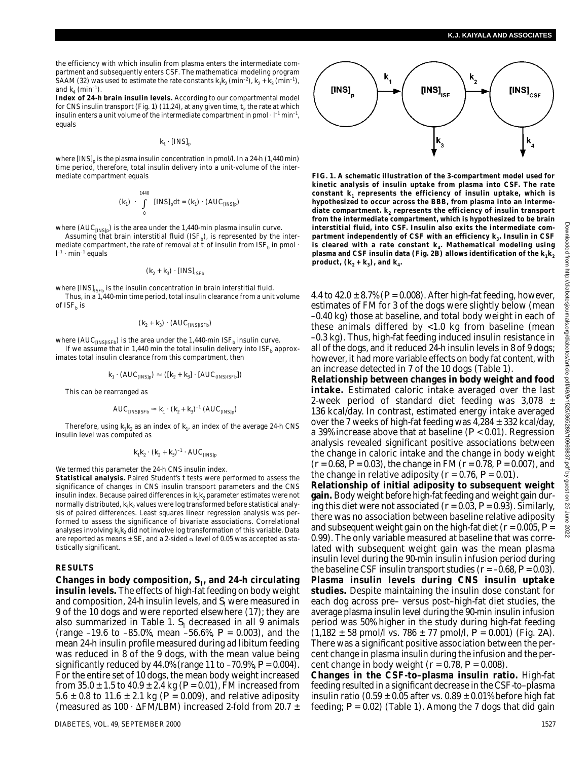the efficiency with which insulin from plasma enters the intermediate compartment and subsequently enters CSF. The mathematical modeling program SAAM (32) was used to estimate the rate constants $k_1k_2$ ($min^{-2}$), $k_2 + k_3$ ($min^{-1}$), and $k_4$ ($min^{-1}$).

**Index of 24-h brain insulin levels.** According to our compartmental model for CNS insulin transport (Fig. 1) (11,24), at any given time, $t_i$, the rate at which insulin enters a unit volume of the intermediate compartment in $pmol \cdot l^{-1} min^{-1}$, equals

$$k_1 \cdot [INS]_p$$

where $[INS]_p$ is the plasma insulin concentration in pmol/l. In a 24-h (1,440 min) time period, therefore, total insulin delivery into a unit-volume of the intermediate compartment equals

$$(k_1) \cdot \int_0^{1440} [INS]_p dt = (k_1) \cdot (AUC_{[INS]p})$$

where $(AUC_{[INS]p})$ is the area under the 1,440-min plasma insulin curve.

Assuming that brain interstitial fluid ($ISF_b$), is represented by the intermediate compartment, the rate of removal at $t_i$ of insulin from $ISF_b$ in $pmol \cdot l^{-1} \cdot min^{-1}$ equals

$$(k_2 + k_3) \cdot [INS]_{ISFb}$$

where $[INS]_{ISFb}$ is the insulin concentration in brain interstitial fluid.

Thus, in a 1,440-min time period, total insulin clearance from a unit volume of $ISF_b$ is

$$(k_2 + k_3) \cdot (AUC_{[INS]ISFb})$$

where $(AUC_{[INS]ISFb})$ is the area under the 1,440-min $ISF_b$ insulin curve.

If we assume that in 1,440 min the total insulin delivery into $ISF_b$ approximates total insulin clearance from this compartment, then

$$k_1 \cdot (AUC_{[INS]p}) \approx ([k_2 + k_3] \cdot [AUC_{(INS)ISFb}])$$

This can be rearranged as

$$AUC_{[INS]ISFb} \approx k_1 \cdot (k_2 + k_3)^{-1} (AUC_{[INS]p})$$

Therefore, using $k_1k_2$ as an index of $k_1$, an index of the average 24-h CNS insulin level was computed as

$$k_1k_2 \cdot (k_2 + k_3)^{-1} \cdot AUC_{[INS]p}$$

We termed this parameter the 24-h CNS insulin index.

**Statistical analysis.** Paired Student's *t* tests were performed to assess the significance of changes in CNS insulin transport parameters and the CNS insulin index. Because paired differences in $k_1k_2$ parameter estimates were not normally distributed, $k_1k_2$ values were log transformed before statistical analysis of paired differences. Least squares linear regression analysis was performed to assess the significance of bivariate associations. Correlational analyses involving $k_1k_2$ did not involve log transformation of this variable. Data are reported as means ± SE, and a 2-sided α level of 0.05 was accepted as statistically significant.

## RESULTS

**Changes in body composition, $S_I$, and 24-h circulating insulin levels.** The effects of high-fat feeding on body weight and composition, 24-h insulin levels, and $S_I$ were measured in 9 of the 10 dogs and were reported elsewhere (17); they are also summarized in Table 1. $S_I$ decreased in all 9 animals (range –19.6 to –85.0%, mean –56.6%, $P = 0.003$), and the mean 24-h insulin profile measured during ad libitum feeding was reduced in 8 of the 9 dogs, with the mean value being significantly reduced by 44.0% (range 11 to –70.9%, $P = 0.004$). For the entire set of 10 dogs, the mean body weight increased from 35.0 ± 1.5 to 40.9 ± 2.4 kg ($P = 0.01$), FM increased from 5.6 ± 0.8 to 11.6 ± 2.1 kg ($P = 0.009$), and relative adiposity (measured as 100 · ΔFM/LBM) increased 2-fold from 20.7 ± 4.4 to 42.0 ± 8.7% ($P = 0.008$). After high-fat feeding, however, estimates of FM for 3 of the dogs were slightly below (mean –0.40 kg) those at baseline, and total body weight in each of these animals differed by <1.0 kg from baseline (mean –0.3 kg). Thus, high-fat feeding induced insulin resistance in all of the dogs, and it reduced 24-h insulin levels in 8 of 9 dogs; however, it had more variable effects on body fat content, with an increase detected in 7 of the 10 dogs (Table 1).

**Relationship between changes in body weight and food intake.** Estimated caloric intake averaged over the last 2-week period of standard diet feeding was 3,078 ± 136 kcal/day. In contrast, estimated energy intake averaged over the 7 weeks of high-fat feeding was 4,284 ± 332 kcal/day, a 39% increase above that at baseline ($P < 0.01$). Regression analysis revealed significant positive associations between the change in caloric intake and the change in body weight ($r = 0.68$, $P = 0.03$), the change in FM ($r = 0.78$, $P = 0.007$), and the change in relative adiposity ($r = 0.76$, $P = 0.01$).

**Relationship of initial adiposity to subsequent weight gain.** Body weight before high-fat feeding and weight gain during this diet were not associated ($r = 0.03$, $P = 0.93$). Similarly, there was no association between baseline relative adiposity and subsequent weight gain on the high-fat diet ($r = 0.005$, $P = 0.99$). The only variable measured at baseline that was correlated with subsequent weight gain was the mean plasma insulin level during the 90-min insulin infusion period during the baseline CSF insulin transport studies ($r = –0.68$, $P = 0.03$).

**Plasma insulin levels during CNS insulin uptake studies.** Despite maintaining the insulin dose constant for each dog across pre– versus post–high-fat diet studies, the average plasma insulin level during the 90-min insulin infusion period was 50% higher in the study during high-fat feeding (1,182 ± 58 pmol/l vs. 786 ± 77 pmol/l, $P = 0.001$) (Fig. 2A). There was a significant positive association between the percent change in plasma insulin during the infusion and the percent change in body weight ($r = 0.78$, $P = 0.008$).

**Changes in the CSF-to-plasma insulin ratio.** High-fat feeding resulted in a significant decrease in the CSF-to–plasma insulin ratio (0.59 ± 0.05 after vs. 0.89 ± 0.01% before high fat feeding; $P = 0.02$) (Table 1). Among the 7 dogs that did gain

**FIG. 1. A schematic illustration of the 3-compartment model used for kinetic analysis of insulin uptake from plasma into CSF. The rate constant $k_1$ represents the efficiency of insulin uptake, which is hypothesized to occur across the BBB, from plasma into an intermediate compartment. $k_2$ represents the efficiency of insulin transport from the intermediate compartment, which is hypothesized to be brain interstitial fluid, into CSF. Insulin also exits the intermediate compartment independently of CSF with an efficiency $k_3$. Insulin in CSF is cleared with a rate constant $k_4$. Mathematical modeling using plasma and CSF insulin data (Fig. 2B) allows identification of the $k_1k_2$ product, $(k_2 + k_3)$, and $k_4$.**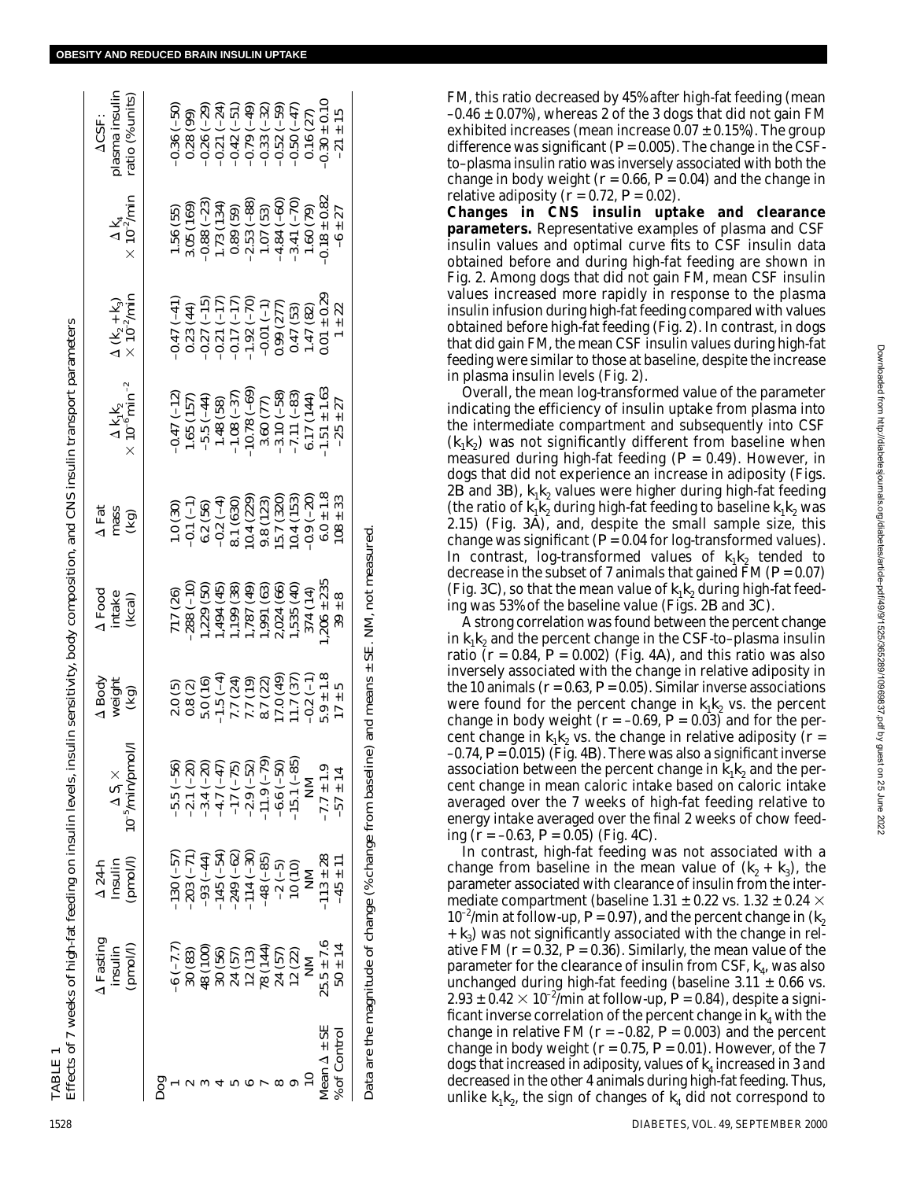TABLE 1

Effects of 7 weeks of high-fat feeding on insulin levels, insulin sensitivity, body composition, and CNS insulin transport parameters

| | Δ Fasting insulin (pmol/l) | Δ 24-h insulin (pmol/l) | Δ $S_I$ × $10^{-5}$/min/pmol/l | Δ Body weight (kg) | Δ Food intake (kcal) | Δ Fat mass (kg) | Δ $k_1k_2$ × $10^{-6}$min$^{-2}$ | Δ ($k_2$ + $k_3$) × $10^{-2}$/min | Δ $k_4$ × $10^{-2}$/min | ΔCSF: plasma insulin ratio (%units) |
|---|---|---|---|---|---|---|---|---|---|---|
| Dog | | | | | | | | | | |
| 1 | −6 (−7.7) | −130 (−57) | −5.5 (−56) | 2.0 (5) | 717 (26) | 1.0 (30) | −0.47 (−12) | −0.47 (−41) | 1.56 (55) | −0.36 (−50) |
| 2 | 30 (83) | −203 (−71) | −2.1 (−20) | 0.8 (2) | −288 (−10) | −0.1 (−1) | 1.65 (157) | 0.23 (44) | 3.05 (169) | 0.28 (99) |
| 3 | 48 (100) | −93 (−44) | −3.4 (−20) | 5.0 (16) | 1,229 (50) | 6.2 (56) | −5.5 (−44) | −0.27 (−15) | −0.88 (−23) | −0.26 (−29) |
| 4 | 30 (56) | −145 (−54) | −4.7 (−47) | −1.5 (−4) | 1,494 (45) | −0.2 (−4) | 1.48 (58) | −0.21 (−17) | 1.73 (134) | −0.21 (−24) |
| 5 | 24 (57) | −249 (−62) | −17 (−75) | 7.7 (24) | 1,199 (38) | 8.1 (630) | −1.08 (−37) | −0.17 (−17) | 0.89 (59) | −0.42 (−51) |
| 6 | 12 (13) | −114 (−30) | −2.9 (−52) | 7.7 (19) | 1,787 (49) | 10.4 (229) | −10.78 (−69) | −1.92 (−70) | −2.53 (−88) | −0.79 (−49) |
| 7 | 78 (144) | −48 (−85) | −11.9 (−79) | 8.7 (22) | 1,991 (63) | 9.8 (123) | 3.60 (77) | −0.01 (−1) | 1.07 (53) | −0.33 (−32) |
| 8 | 24 (57) | −2 (−5) | −6.6 (−50) | 17.0 (49) | 2,024 (66) | 15.7 (320) | −3.10 (−58) | 0.99 (277) | −4.84 (−60) | −0.52 (−59) |
| 9 | 12 (22) | 10 (10) | −15.1 (−85) | 11.7 (37) | 1,535 (40) | 10.4 (153) | −7.11 (−83) | 0.47 (53) | −3.41 (−70) | −0.50 (−47) |
| 10 | NM | NM | NM | −0.2 (−1) | 374 (14) | −0.9 (−20) | 6.17 (144) | 1.47 (82) | 1.60 (79) | 0.16 (27) |
| Mean Δ ± SE | 25.5 ± 7.6 | −113 ± 28 | −7.7 ± 1.9 | 5.9 ± 1.8 | 1,206 ± 235 | 6.0 ± 1.8 | −1.51 ± 1.63 | 0.01 ± 0.29 | −0.18 ± 0.82 | −0.30 ± 0.10 |
| % of Control | 50 ± 14 | −45 ± 11 | −57 ± 14 | 17 ± 5 | 39 ± 8 | 108 ± 33 | −25 ± 27 | 1 ± 22 | −6 ± 27 | −21 ± 15 |

Data are the magnitude of change (% change from baseline) and means ± SE. NM, not measured.

FM, this ratio decreased by 45% after high-fat feeding (mean −0.46 ± 0.07%), whereas 2 of the 3 dogs that did not gain FM exhibited increases (mean increase 0.07 ± 0.15%). The group difference was significant ($P = 0.005$). The change in the CSF-to–plasma insulin ratio was inversely associated with both the change in body weight ($r = 0.66$, $P = 0.04$) and the change in relative adiposity ($r = 0.72$, $P = 0.02$).

**Changes in CNS insulin uptake and clearance parameters.** Representative examples of plasma and CSF insulin values and optimal curve fits to CSF insulin data obtained before and during high-fat feeding are shown in Fig. 2. Among dogs that did not gain FM, mean CSF insulin values increased more rapidly in response to the plasma insulin infusion during high-fat feeding compared with values obtained before high-fat feeding (Fig. 2). In contrast, in dogs that did gain FM, the mean CSF insulin values during high-fat feeding were similar to those at baseline, despite the increase in plasma insulin levels (Fig. 2).

Overall, the mean log-transformed value of the parameter indicating the efficiency of insulin uptake from plasma into the intermediate compartment and subsequently into CSF ($k_1k_2$) was not significantly different from baseline when measured during high-fat feeding ($P = 0.49$). However, in dogs that did not experience an increase in adiposity (Figs. 2B and 3B), $k_1k_2$ values were higher during high-fat feeding (the ratio of $k_1k_2$ during high-fat feeding to baseline $k_1k_2$ was 2.15) (Fig. 3A), and, despite the small sample size, this change was significant ($P = 0.04$ for log-transformed values). In contrast, log-transformed values of $k_1k_2$ tended to decrease in the subset of 7 animals that gained FM ($P = 0.07$) (Fig. 3C), so that the mean value of $k_1k_2$ during high-fat feeding was 53% of the baseline value (Figs. 2B and 3C).

A strong correlation was found between the percent change in $k_1k_2$ and the percent change in the CSF-to–plasma insulin ratio ($r = 0.84$, $P = 0.002$) (Fig. 4A), and this ratio was also inversely associated with the change in relative adiposity in the 10 animals ($r = 0.63$, $P = 0.05$). Similar inverse associations were found for the percent change in $k_1k_2$ vs. the percent change in body weight ($r = -0.69$, $P = 0.03$) and for the percent change in $k_1k_2$ vs. the change in relative adiposity ($r = -0.74$, $P = 0.015$) (Fig. 4B). There was also a significant inverse association between the percent change in $k_1k_2$ and the percent change in mean caloric intake based on caloric intake averaged over the 7 weeks of high-fat feeding relative to energy intake averaged over the final 2 weeks of chow feeding ($r = -0.63$, $P = 0.05$) (Fig. 4C).

In contrast, high-fat feeding was not associated with a change from baseline in the mean value of ($k_2 + k_3$), the parameter associated with clearance of insulin from the intermediate compartment (baseline 1.31 ± 0.22 vs. 1.32 ± 0.24 × $10^{-2}$/min at follow-up, $P = 0.97$), and the percent change in ($k_2 + k_3$) was not significantly associated with the change in relative FM ($r = 0.32$, $P = 0.36$). Similarly, the mean value of the parameter for the clearance of insulin from CSF, $k_4$, was also unchanged during high-fat feeding (baseline 3.11 ± 0.66 vs. 2.93 ± 0.42 × $10^{-2}$/min at follow-up, $P = 0.84$), despite a significant inverse correlation of the percent change in $k_4$ with the change in relative FM ($r = -0.82$, $P = 0.003$) and the percent change in body weight ($r = 0.75$, $P = 0.01$). However, of the 7 dogs that increased in adiposity, values of $k_4$ increased in 3 and decreased in the other 4 animals during high-fat feeding. Thus, unlike $k_1k_2$, the sign of changes of $k_4$ did not correspond to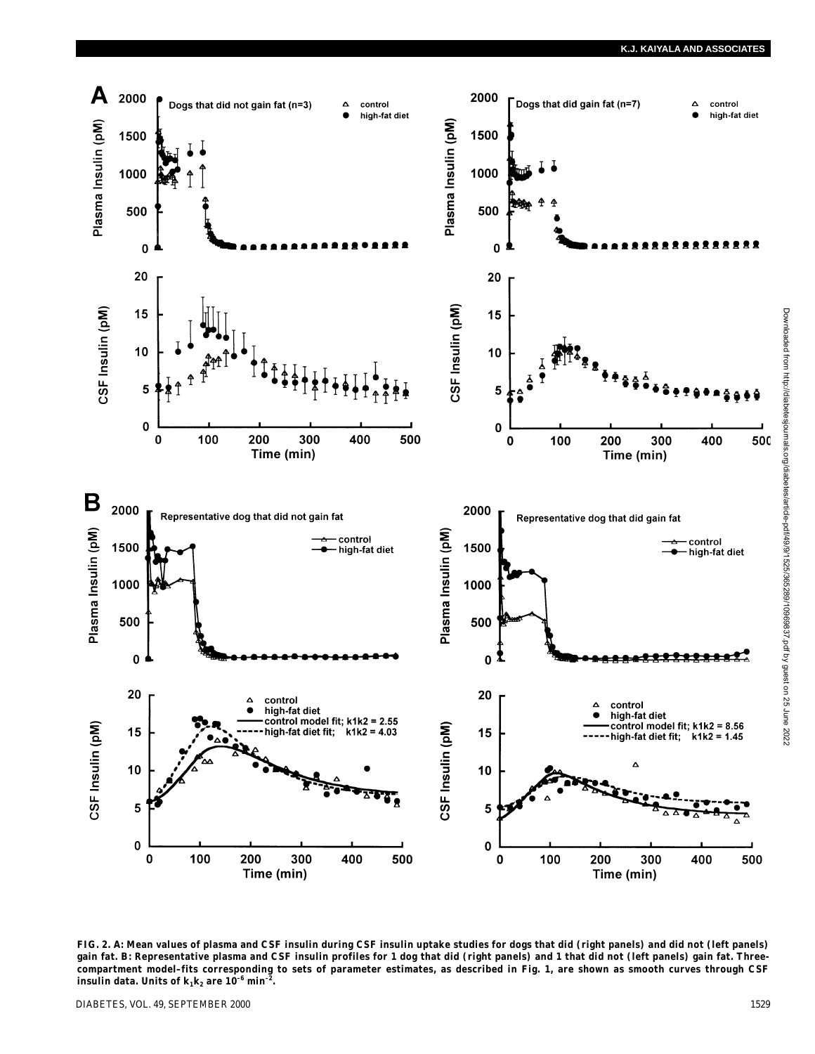FIG. 2. A: Mean values of plasma and CSF insulin during CSF insulin uptake studies for dogs that did (right panels) and did not (left panels) gain fat. B: Representative plasma and CSF insulin profiles for 1 dog that did (right panels) and 1 that did not (left panels) gain fat. Three-compartment model-fits corresponding to sets of parameter estimates, as described in Fig. 1, are shown as smooth curves through CSF insulin data. Units of $k_1k_2$ are $10^{-6}$ $min^{-2}$.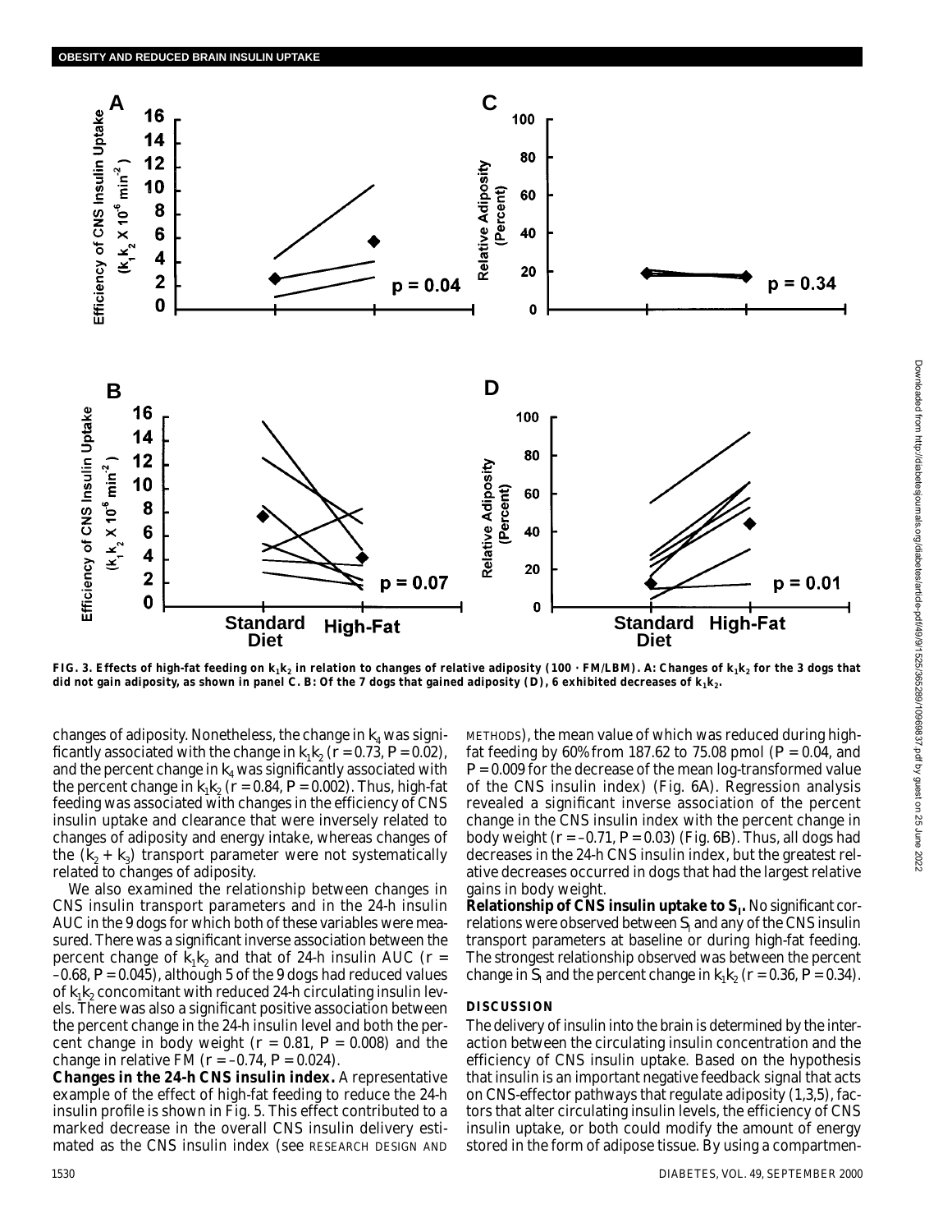FIG. 3. Effects of high-fat feeding on $k_1k_2$ in relation to changes of relative adiposity (100 · FM/LBM). A: Changes of $k_1k_2$ for the 3 dogs that did not gain adiposity, as shown in panel C. B: Of the 7 dogs that gained adiposity (D), 6 exhibited decreases of $k_1k_2$.

changes of adiposity. Nonetheless, the change in $k_4$ was significantly associated with the change in $k_1k_2$ ($r = 0.73$, $P = 0.02$), and the percent change in $k_4$ was significantly associated with the percent change in $k_1k_2$ ($r = 0.84$, $P = 0.002$). Thus, high-fat feeding was associated with changes in the efficiency of CNS insulin uptake and clearance that were inversely related to changes of adiposity and energy intake, whereas changes of the ($k_2 + k_3$) transport parameter were not systematically related to changes of adiposity.

We also examined the relationship between changes in CNS insulin transport parameters and in the 24-h insulin AUC in the 9 dogs for which both of these variables were measured. There was a significant inverse association between the percent change of $k_1k_2$ and that of 24-h insulin AUC ($r = -0.68$, $P = 0.045$), although 5 of the 9 dogs had reduced values of $k_1k_2$ concomitant with reduced 24-h circulating insulin levels. There was also a significant positive association between the percent change in the 24-h insulin level and both the percent change in body weight ($r = 0.81$, $P = 0.008$) and the change in relative FM ($r = -0.74$, $P = 0.024$).

**Changes in the 24-h CNS insulin index.** A representative example of the effect of high-fat feeding to reduce the 24-h insulin profile is shown in Fig. 5. This effect contributed to a marked decrease in the overall CNS insulin delivery estimated as the CNS insulin index (see RESEARCH DESIGN AND METHODS), the mean value of which was reduced during high-fat feeding by 60% from 187.62 to 75.08 pmol ($P = 0.04$, and $P = 0.009$ for the decrease of the mean log-transformed value of the CNS insulin index) (Fig. 6A). Regression analysis revealed a significant inverse association of the percent change in the CNS insulin index with the percent change in body weight ($r = -0.71$, $P = 0.03$) (Fig. 6B). Thus, all dogs had decreases in the 24-h CNS insulin index, but the greatest relative decreases occurred in dogs that had the largest relative gains in body weight.

**Relationship of CNS insulin uptake to $S_I$.** No significant correlations were observed between $S_I$ and any of the CNS insulin transport parameters at baseline or during high-fat feeding. The strongest relationship observed was between the percent change in $S_I$ and the percent change in $k_1k_2$ ($r = 0.36$, $P = 0.34$).

## DISCUSSION

The delivery of insulin into the brain is determined by the interaction between the circulating insulin concentration and the efficiency of CNS insulin uptake. Based on the hypothesis that insulin is an important negative feedback signal that acts on CNS-effector pathways that regulate adiposity (1,3,5), factors that alter circulating insulin levels, the efficiency of CNS insulin uptake, or both could modify the amount of energy stored in the form of adipose tissue. By using a compartmen-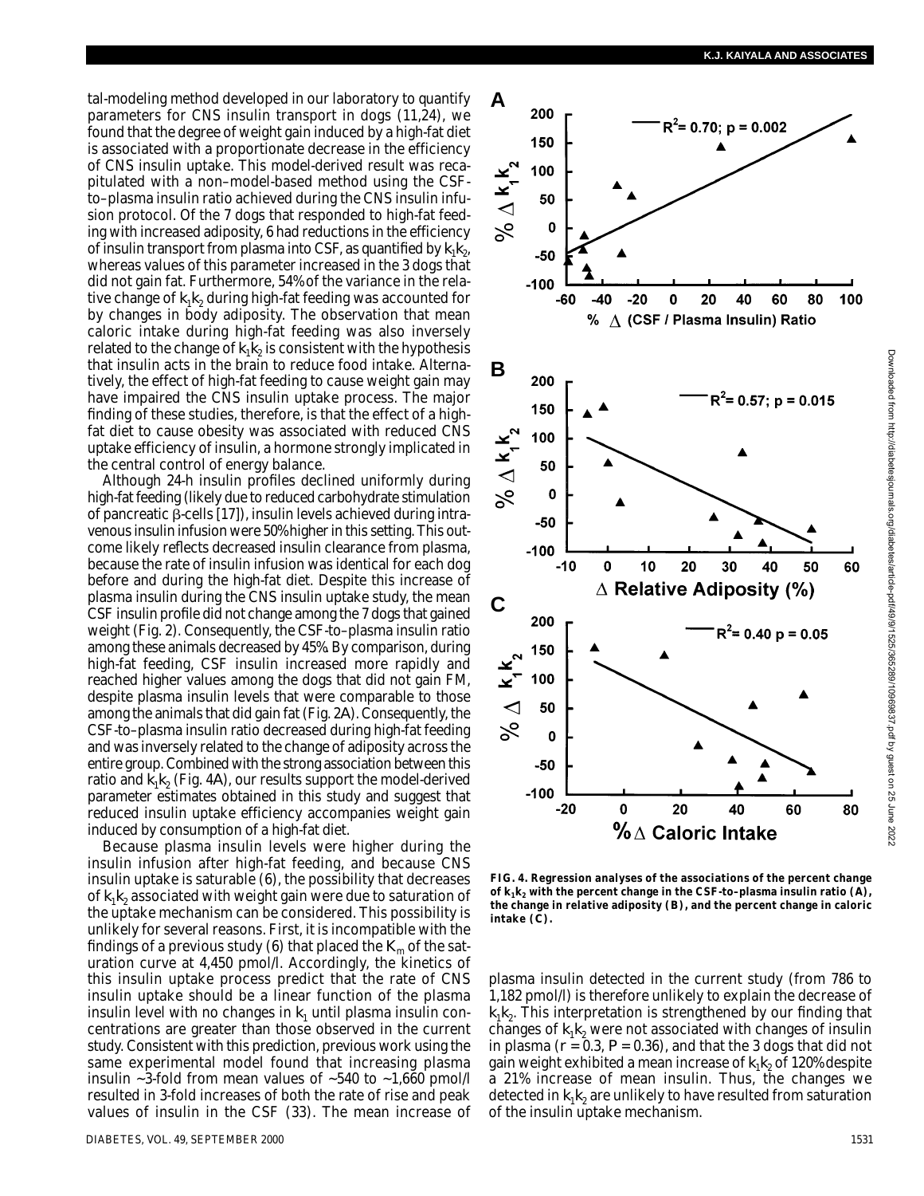tal-modeling method developed in our laboratory to quantify parameters for CNS insulin transport in dogs (11,24), we found that the degree of weight gain induced by a high-fat diet is associated with a proportionate decrease in the efficiency of CNS insulin uptake. This model-derived result was recapitulated with a non–model-based method using the CSF-to–plasma insulin ratio achieved during the CNS insulin infusion protocol. Of the 7 dogs that responded to high-fat feeding with increased adiposity, 6 had reductions in the efficiency of insulin transport from plasma into CSF, as quantified by $k_1k_2$, whereas values of this parameter increased in the 3 dogs that did not gain fat. Furthermore, 54% of the variance in the relative change of $k_1k_2$ during high-fat feeding was accounted for by changes in body adiposity. The observation that mean caloric intake during high-fat feeding was also inversely related to the change of $k_1k_2$ is consistent with the hypothesis that insulin acts in the brain to reduce food intake. Alternatively, the effect of high-fat feeding to cause weight gain may have impaired the CNS insulin uptake process. The major finding of these studies, therefore, is that the effect of a high-fat diet to cause obesity was associated with reduced CNS uptake efficiency of insulin, a hormone strongly implicated in the central control of energy balance.

Although 24-h insulin profiles declined uniformly during high-fat feeding (likely due to reduced carbohydrate stimulation of pancreatic β-cells [17]), insulin levels achieved during intravenous insulin infusion were 50% higher in this setting. This outcome likely reflects decreased insulin clearance from plasma, because the rate of insulin infusion was identical for each dog before and during the high-fat diet. Despite this increase of plasma insulin during the CNS insulin uptake study, the mean CSF insulin profile did not change among the 7 dogs that gained weight (Fig. 2). Consequently, the CSF-to–plasma insulin ratio among these animals decreased by 45%. By comparison, during high-fat feeding, CSF insulin increased more rapidly and reached higher values among the dogs that did not gain FM, despite plasma insulin levels that were comparable to those among the animals that did gain fat (Fig. 2A). Consequently, the CSF-to–plasma insulin ratio decreased during high-fat feeding and was inversely related to the change of adiposity across the entire group. Combined with the strong association between this ratio and $k_1k_2$ (Fig. 4A), our results support the model-derived parameter estimates obtained in this study and suggest that reduced insulin uptake efficiency accompanies weight gain induced by consumption of a high-fat diet.

Because plasma insulin levels were higher during the insulin infusion after high-fat feeding, and because CNS insulin uptake is saturable (6), the possibility that decreases of $k_1k_2$ associated with weight gain were due to saturation of the uptake mechanism can be considered. This possibility is unlikely for several reasons. First, it is incompatible with the findings of a previous study (6) that placed the $K_m$ of the saturation curve at 4,450 pmol/l. Accordingly, the kinetics of this insulin uptake process predict that the rate of CNS insulin uptake should be a linear function of the plasma insulin level with no changes in $k_1$ until plasma insulin concentrations are greater than those observed in the current study. Consistent with this prediction, previous work using the same experimental model found that increasing plasma insulin ~3-fold from mean values of ~540 to ~1,660 pmol/l resulted in 3-fold increases of both the rate of rise and peak values of insulin in the CSF (33). The mean increase of plasma insulin detected in the current study (from 786 to 1,182 pmol/l) is therefore unlikely to explain the decrease of $k_1k_2$. This interpretation is strengthened by our finding that changes of $k_1k_2$ were not associated with changes of insulin in plasma ($r = 0.3$, $P = 0.36$), and that the 3 dogs that did not gain weight exhibited a mean increase of $k_1k_2$ of 120% despite a 21% increase of mean insulin. Thus, the changes we detected in $k_1k_2$ are unlikely to have resulted from saturation of the insulin uptake mechanism.

**FIG. 4. Regression analyses of the associations of the percent change of $k_1k_2$ with the percent change in the CSF-to–plasma insulin ratio (A), the change in relative adiposity (B), and the percent change in caloric intake (C).**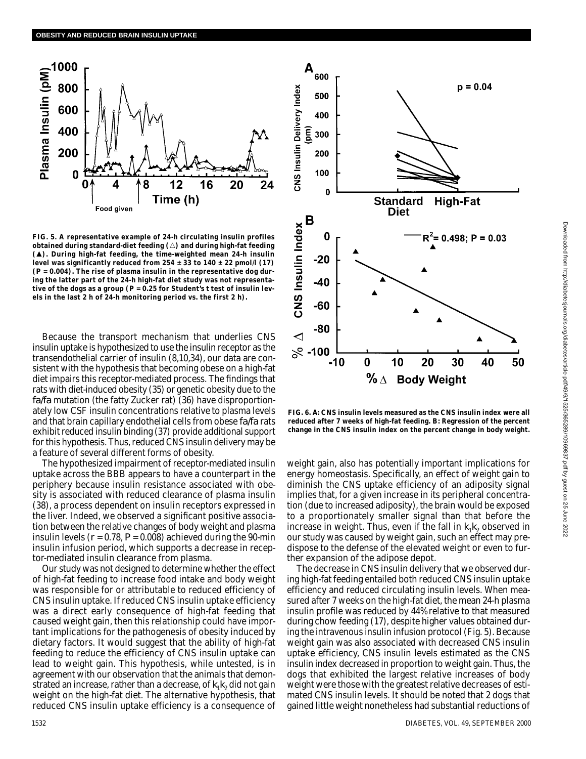**FIG. 5. A representative example of 24-h circulating insulin profiles obtained during standard-diet feeding (△) and during high-fat feeding (▲). During high-fat feeding, the time-weighted mean 24-h insulin level was significantly reduced from 254 ± 33 to 140 ± 22 pmol/l (17) ($P = 0.004$). The rise of plasma insulin in the representative dog during the latter part of the 24-h high-fat diet study was not representative of the dogs as a group ($P = 0.25$ for Student's *t* test of insulin levels in the last 2 h of 24-h monitoring period vs. the first 2 h).**

**FIG. 6. A: CNS insulin levels measured as the CNS insulin index were all reduced after 7 weeks of high-fat feeding. B: Regression of the percent change in the CNS insulin index on the percent change in body weight.**

Because the transport mechanism that underlies CNS insulin uptake is hypothesized to use the insulin receptor as the transendothelial carrier of insulin (8,10,34), our data are consistent with the hypothesis that becoming obese on a high-fat diet impairs this receptor-mediated process. The findings that rats with diet-induced obesity (35) or genetic obesity due to the *fa/fa* mutation (the fatty Zucker rat) (36) have disproportionately low CSF insulin concentrations relative to plasma levels and that brain capillary endothelial cells from obese *fa/fa* rats exhibit reduced insulin binding (37) provide additional support for this hypothesis. Thus, reduced CNS insulin delivery may be a feature of several different forms of obesity.

The hypothesized impairment of receptor-mediated insulin uptake across the BBB appears to have a counterpart in the periphery because insulin resistance associated with obesity is associated with reduced clearance of plasma insulin (38), a process dependent on insulin receptors expressed in the liver. Indeed, we observed a significant positive association between the relative changes of body weight and plasma insulin levels ($r = 0.78$, $P = 0.008$) achieved during the 90-min insulin infusion period, which supports a decrease in receptor-mediated insulin clearance from plasma.

Our study was not designed to determine whether the effect of high-fat feeding to increase food intake and body weight was responsible for or attributable to reduced efficiency of CNS insulin uptake. If reduced CNS insulin uptake efficiency was a direct early consequence of high-fat feeding that caused weight gain, then this relationship could have important implications for the pathogenesis of obesity induced by dietary factors. It would suggest that the ability of high-fat feeding to reduce the efficiency of CNS insulin uptake can lead to weight gain. This hypothesis, while untested, is in agreement with our observation that the animals that demonstrated an increase, rather than a decrease, of $k_1k_2$ did not gain weight on the high-fat diet. The alternative hypothesis, that reduced CNS insulin uptake efficiency is a consequence of weight gain, also has potentially important implications for energy homeostasis. Specifically, an effect of weight gain to diminish the CNS uptake efficiency of an adiposity signal implies that, for a given increase in its peripheral concentration (due to increased adiposity), the brain would be exposed to a proportionately smaller signal than that before the increase in weight. Thus, even if the fall in $k_1k_2$ observed in our study was caused by weight gain, such an effect may predispose to the defense of the elevated weight or even to further expansion of the adipose depot.

The decrease in CNS insulin delivery that we observed during high-fat feeding entailed both reduced CNS insulin uptake efficiency and reduced circulating insulin levels. When measured after 7 weeks on the high-fat diet, the mean 24-h plasma insulin profile was reduced by 44% relative to that measured during chow feeding (17), despite higher values obtained during the intravenous insulin infusion protocol (Fig. 5). Because weight gain was also associated with decreased CNS insulin uptake efficiency, CNS insulin levels estimated as the CNS insulin index decreased in proportion to weight gain. Thus, the dogs that exhibited the largest relative increases of body weight were those with the greatest relative decreases of estimated CNS insulin levels. It should be noted that 2 dogs that gained little weight nonetheless had substantial reductions of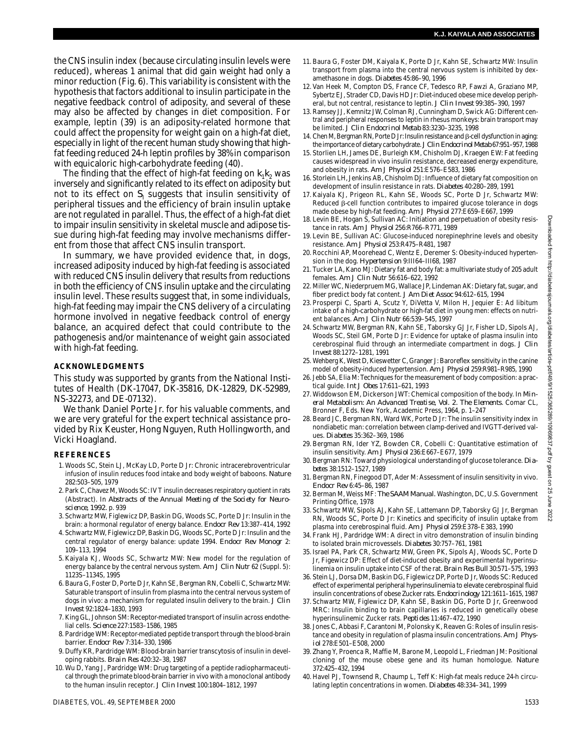the CNS insulin index (because circulating insulin levels were reduced), whereas 1 animal that did gain weight had only a minor reduction (Fig. 6). This variability is consistent with the hypothesis that factors additional to insulin participate in the negative feedback control of adiposity, and several of these may also be affected by changes in diet composition. For example, leptin (39) is an adiposity-related hormone that could affect the propensity for weight gain on a high-fat diet, especially in light of the recent human study showing that high-fat feeding reduced 24-h leptin profiles by 38% in comparison with equicaloric high-carbohydrate feeding (40).

The finding that the effect of high-fat feeding on $k_1k_2$ was inversely and significantly related to its effect on adiposity but not to its effect on $S_I$ suggests that insulin sensitivity of peripheral tissues and the efficiency of brain insulin uptake are not regulated in parallel. Thus, the effect of a high-fat diet to impair insulin sensitivity in skeletal muscle and adipose tissue during high-fat feeding may involve mechanisms different from those that affect CNS insulin transport.

In summary, we have provided evidence that, in dogs, increased adiposity induced by high-fat feeding is associated with reduced CNS insulin delivery that results from reductions in both the efficiency of CNS insulin uptake and the circulating insulin level. These results suggest that, in some individuals, high-fat feeding may impair the CNS delivery of a circulating hormone involved in negative feedback control of energy balance, an acquired defect that could contribute to the pathogenesis and/or maintenance of weight gain associated with high-fat feeding.

## ACKNOWLEDGMENTS

This study was supported by grants from the National Institutes of Health (DK-17047, DK-35816, DK-12829, DK-52989, NS-32273, and DE-07132).

We thank Daniel Porte Jr. for his valuable comments, and we are very grateful for the expert technical assistance provided by Rix Keuster, Hong Nguyen, Ruth Hollingworth, and Vicki Hoagland.

## REFERENCES

1. Woods SC, Stein LJ, McKay LD, Porte D Jr: Chronic intracerebroventricular infusion of insulin reduces food intake and body weight of baboons. *Nature* 282:503–505, 1979
2. Park C, Chavez M, Woods SC: IVT insulin decreases respiratory quotient in rats (Abstract). In *Abstracts of the Annual Meeting of the Society for Neuroscience, 1992*. p. 939
3. Schwartz MW, Figlewicz DP, Baskin DG, Woods SC, Porte D Jr: Insulin in the brain: a hormonal regulator of energy balance. *Endocr Rev* 13:387–414, 1992
4. Schwartz MW, Figlewicz DP, Baskin DG, Woods SC, Porte D Jr: Insulin and the central regulator of energy balance: update 1994. *Endocr Rev Monogr* 2: 109–113, 1994
5. Kaiyala KJ, Woods SC, Schwartz MW: New model for the regulation of energy balance by the central nervous system. *Am J Clin Nutr* 62 (Suppl. 5): 1123S–1134S, 1995
6. Baura G, Foster D, Porte D Jr, Kahn SE, Bergman RN, Cobelli C, Schwartz MW: Saturable transport of insulin from plasma into the central nervous system of dogs in vivo: a mechanism for regulated insulin delivery to the brain. *J Clin Invest* 92:1824–1830, 1993
7. King GL, Johnson SM: Receptor-mediated transport of insulin across endothelial cells. *Science* 227:1583–1586, 1985
8. Pardridge WM: Receptor-mediated peptide transport through the blood-brain barrier. *Endocr Rev* 7:314–330, 1986
9. Duffy KR, Pardridge WM: Blood-brain barrier transcytosis of insulin in developing rabbits. *Brain Res* 420:32–38, 1987
10. Wu D, Yang J, Pardridge WM: Drug targeting of a peptide radiopharmaceutical through the primate blood-brain barrier in vivo with a monoclonal antibody to the human insulin receptor. *J Clin Invest* 100:1804–1812, 1997
11. Baura G, Foster DM, Kaiyala K, Porte D Jr, Kahn SE, Schwartz MW: Insulin transport from plasma into the central nervous system is inhibited by dexamethasone in dogs. *Diabetes* 45:86–90, 1996
12. Van Heek M, Compton DS, France CF, Tedesco RP, Fawzi A, Graziano MP, Sybertz EJ, Strader CD, Davis HD Jr: Diet-induced obese mice develop peripheral, but not central, resistance to leptin. *J Clin Invest* 99:385–390, 1997
13. Ramsey JJ, Kemnitz JW, Colman RJ, Cunningham D, Swick AG: Different central and peripheral responses to leptin in rhesus monkeys: brain transport may be limited. *J Clin Endocrinol Metab* 83:3230–3235, 1998
14. Chen M, Bergman RN, Porte D Jr: Insulin resistance and β-cell dysfunction in aging: the importance of dietary carbohydrate. *J Clin Endocrinol Metab* 67:951–957, 1988
15. Storlien LH, James DE, Burleigh KM, Chisholm DJ, Kraegen EW: Fat feeding causes widespread in vivo insulin resistance, decreased energy expenditure, and obesity in rats. *Am J Physiol* 251:E576–E583, 1986
16. Storlein LH, Jenkins AB, Chisholm DJ: Influence of dietary fat composition on development of insulin resistance in rats. *Diabetes* 40:280–289, 1991
17. Kaiyala KJ, Prigeon RL, Kahn SE, Woods SC, Porte D Jr, Schwartz MW: Reduced β-cell function contributes to impaired glucose tolerance in dogs made obese by high-fat feeding. *Am J Physiol* 277:E659–E667, 1999
18. Levin BE, Hogan S, Sullivan AC: Initiation and perpetuation of obesity resistance in rats. *Am J Physiol* 256:R766–R771, 1989
19. Levin BE, Sullivan AC: Glucose-induced norepinephrine levels and obesity resistance. *Am J Physiol* 253:R475–R481, 1987
20. Rocchini AP, Moorehead C, Wentz E, Deremer S: Obesity-induced hypertension in the dog. *Hypertension* 9:III64–III68, 1987
21. Tucker LA, Kano MJ: Dietary fat and body fat: a multivariate study of 205 adult females. *Am J Clin Nutr* 56:616–622, 1992
22. Miller WC, Niederpruem MG, Wallace JP, Lindeman AK: Dietary fat, sugar, and fiber predict body fat content. *J Am Diet Assoc* 94:612–615, 1994
23. Prosperpi C, Sparti A, Scutz Y, DiVetta V, Milon H, Jequier E: Ad libitum intake of a high-carbohydrate or high-fat diet in young men: effects on nutrient balances. *Am J Clin Nutr* 66:539–545, 1997
24. Schwartz MW, Bergman RN, Kahn SE, Taborsky GJ Jr, Fisher LD, Sipols AJ, Woods SC, Steil GM, Porte D Jr: Evidence for uptake of plasma insulin into cerebrospinal fluid through an intermediate compartment in dogs. *J Clin Invest* 88:1272–1281, 1991
25. Wehberg K, West D, Kieswetter C, Granger J: Baroreflex sensitivity in the canine model of obesity-induced hypertension. *Am J Physiol* 259:R981–R985, 1990
26. Jebb SA, Elia M: Techniques for the measurement of body composition: a practical guide. *Int J Obes* 17:611–621, 1993
27. Widdowson EM, Dickerson JWT: Chemical composition of the body. In *Mineral Metabolism: An Advanced Treatise, Vol. 2. The Elements*. Comar CL, Bronner F, Eds. New York, Academic Press, 1964, p. 1–247
28. Beard JC, Bergman RN, Ward WK, Porte D Jr: The insulin sensitivity index in nondiabetic man: correlation between clamp-derived and IVGTT-derived values. *Diabetes* 35:362–369, 1986
29. Bergman RN, Ider YZ, Bowden CR, Cobelli C: Quantitative estimation of insulin sensitivity. *Am J Physiol* 236:E667–E677, 1979
30. Bergman RN: Toward physiological understanding of glucose tolerance. *Diabetes* 38:1512–1527, 1989
31. Bergman RN, Finegood DT, Ader M: Assessment of insulin sensitivity in vivo. *Endocr Rev* 6:45–86, 1987
32. Berman M, Weiss MF: *The SAAM Manual*. Washington, DC, U.S. Government Printing Office, 1978
33. Schwartz MW, Sipols AJ, Kahn SE, Lattemann DP, Taborsky GJ Jr, Bergman RN, Woods SC, Porte D Jr: Kinetics and specificity of insulin uptake from plasma into cerebrospinal fluid. *Am J Physiol* 259:E378–E383, 1990
34. Frank HJ, Pardridge WM: A direct in vitro demonstration of insulin binding to isolated brain microvessels. *Diabetes* 30:757–761, 1981
35. Israel PA, Park CR, Schwartz MW, Green PK, Sipols AJ, Woods SC, Porte D Jr, Figewicz DP: Effect of diet-induced obesity and experimental hyperinsulinemia on insulin uptake into CSF of the rat. *Brain Res Bull* 30:571–575, 1993
36. Stein LJ, Dorsa DM, Baskin DG, Figlewicz DP, Porte D Jr, Woods SC: Reduced effect of experimental peripheral hyperinsulinemia to elevate cerebrospinal fluid insulin concentrations of obese Zucker rats. *Endocrinology* 121:1611–1615, 1987
37. Schwartz MW, Figlewicz DP, Kahn SE, Baskin DG, Porte D Jr, Greenwood MRC: Insulin binding to brain capillaries is reduced in genetically obese hyperinsulinemic Zucker rats. *Peptides* 11:467–472, 1990
38. Jones C, Abbasi F, Carantoni M, Polonsky K, Reaven G: Roles of insulin resistance and obesity in regulation of plasma insulin concentrations. *Am J Physiol* 278:E501–E508, 2000
39. Zhang Y, Proenca R, Maffie M, Barone M, Leopold L, Friedman JM: Positional cloning of the mouse obese gene and its human homologue. *Nature* 372:425–432, 1994
40. Havel PJ, Townsend R, Chaump L, Teff K: High-fat meals reduce 24-h circulating leptin concentrations in women. *Diabetes* 48:334–341, 1999